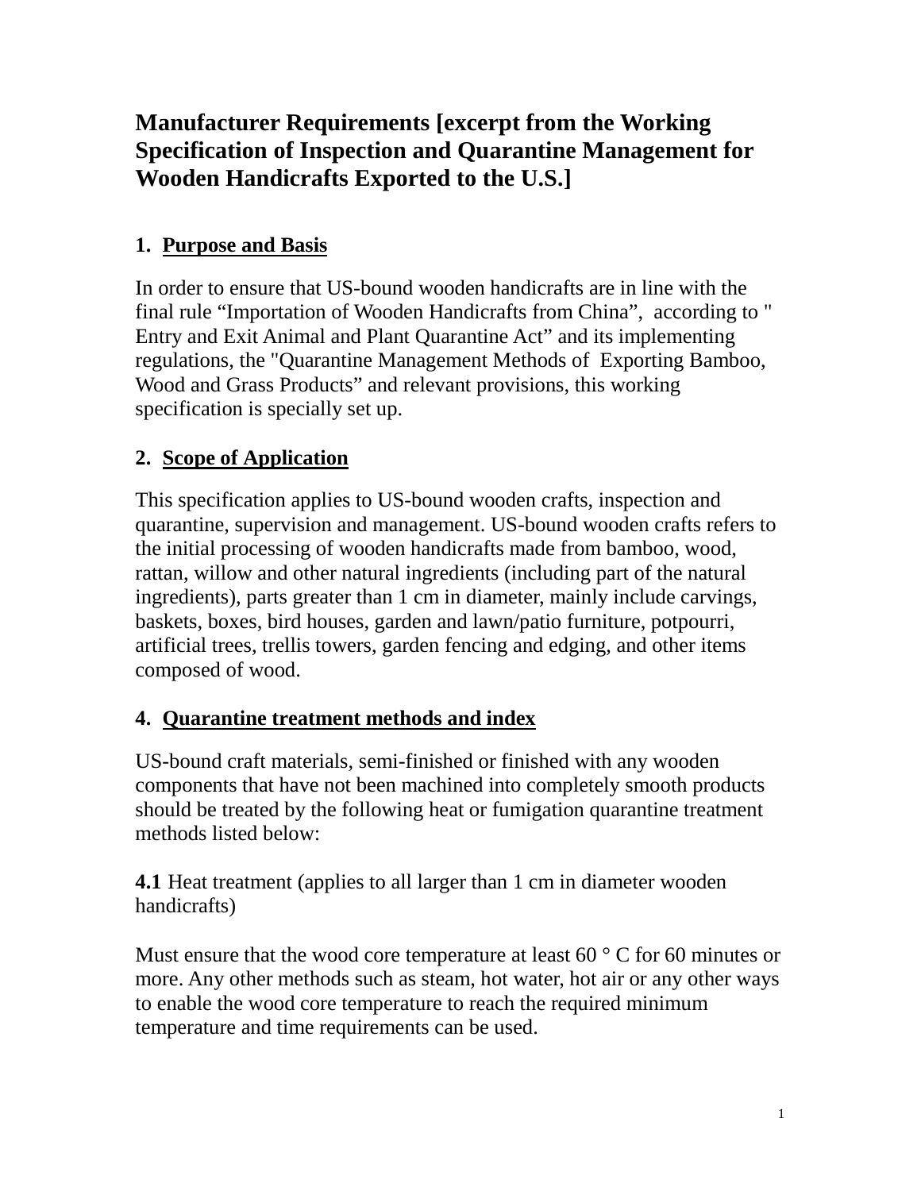# Manufacturer Requirements [excerpt from the Working Specification of Inspection and Quarantine Management for Wooden Handicrafts Exported to the U.S.]

## 1. Purpose and Basis

In order to ensure that US-bound wooden handicrafts are in line with the final rule "Importation of Wooden Handicrafts from China", according to " Entry and Exit Animal and Plant Quarantine Act" and its implementing regulations, the "Quarantine Management Methods of Exporting Bamboo, Wood and Grass Products" and relevant provisions, this working specification is specially set up.

## 2. Scope of Application

This specification applies to US-bound wooden crafts, inspection and quarantine, supervision and management. US-bound wooden crafts refers to the initial processing of wooden handicrafts made from bamboo, wood, rattan, willow and other natural ingredients (including part of the natural ingredients), parts greater than 1 cm in diameter, mainly include carvings, baskets, boxes, bird houses, garden and lawn/patio furniture, potpourri, artificial trees, trellis towers, garden fencing and edging, and other items composed of wood.

## 4. Quarantine treatment methods and index

US-bound craft materials, semi-finished or finished with any wooden components that have not been machined into completely smooth products should be treated by the following heat or fumigation quarantine treatment methods listed below:

**4.1** Heat treatment (applies to all larger than 1 cm in diameter wooden handicrafts)

Must ensure that the wood core temperature at least 60 ° C for 60 minutes or more. Any other methods such as steam, hot water, hot air or any other ways to enable the wood core temperature to reach the required minimum temperature and time requirements can be used.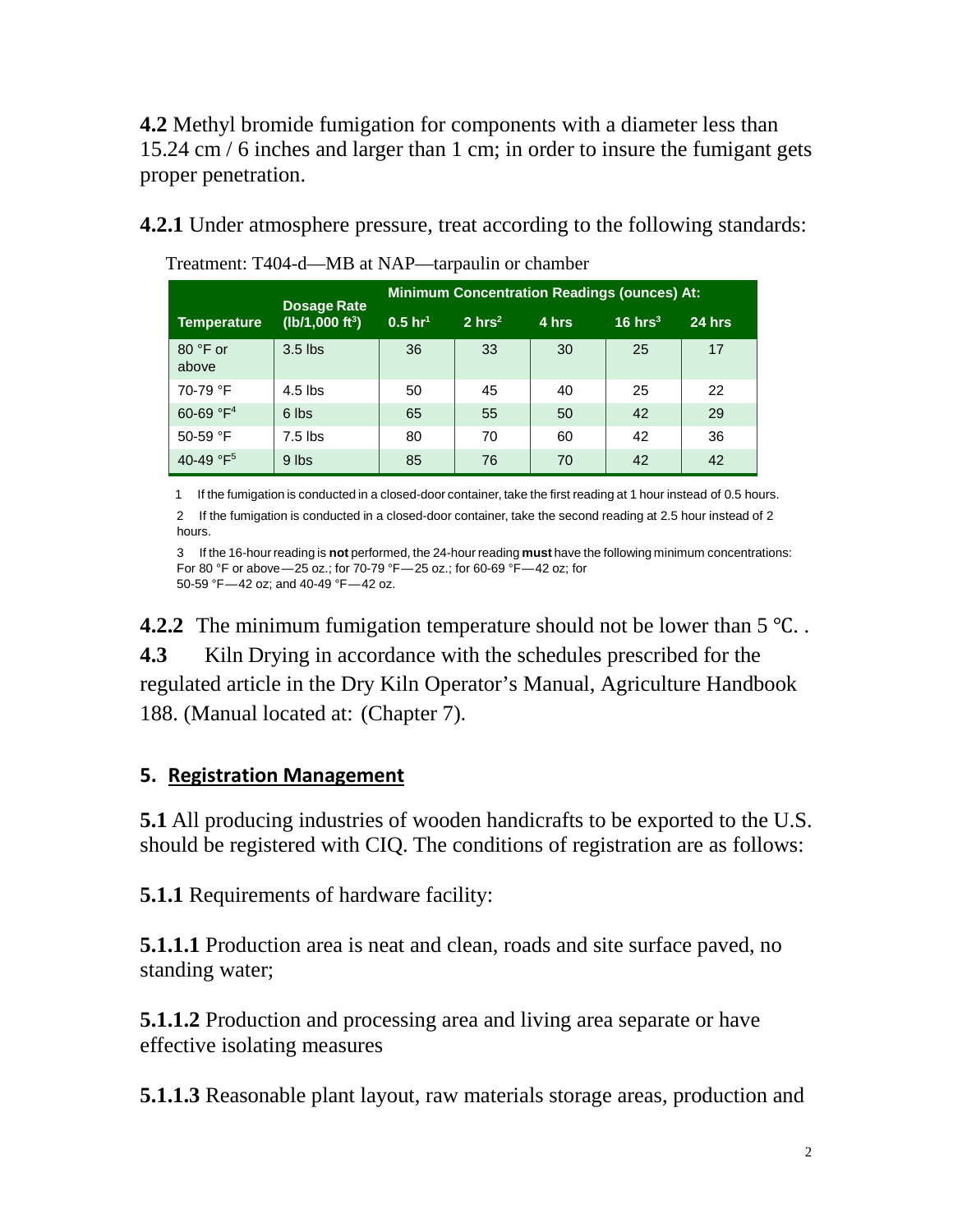**4.2** Methyl bromide fumigation for components with a diameter less than 15.24 cm / 6 inches and larger than 1 cm; in order to insure the fumigant gets proper penetration.

**4.2.1** Under atmosphere pressure, treat according to the following standards:

Treatment: T404-d—MB at NAP—tarpaulin or chamber

| Temperature | Dosage Rate (lb/1,000 ft$^3$) | Minimum Concentration Readings (ounces) At: | | | | |
|---|---|---|---|---|---|---|
| | | 0.5 hr[1] | 2 hrs[2] | 4 hrs | 16 hrs[3] | 24 hrs |
| 80 °F or above | 3.5 lbs | 36 | 33 | 30 | 25 | 17 |
| 70-79 °F | 4.5 lbs | 50 | 45 | 40 | 25 | 22 |
| 60-69 °F[4] | 6 lbs | 65 | 55 | 50 | 42 | 29 |
| 50-59 °F | 7.5 lbs | 80 | 70 | 60 | 42 | 36 |
| 40-49 °F[5] | 9 lbs | 85 | 76 | 70 | 42 | 42 |

1 If the fumigation is conducted in a closed-door container, take the first reading at 1 hour instead of 0.5 hours.

2 If the fumigation is conducted in a closed-door container, take the second reading at 2.5 hour instead of 2 hours.

3 If the 16-hour reading is **not** performed, the 24-hour reading **must** have the following minimum concentrations: For 80 °F or above—25 oz.; for 70-79 °F—25 oz.; for 60-69 °F—42 oz; for 50-59 °F—42 oz; and 40-49 °F—42 oz.

**4.2.2** The minimum fumigation temperature should not be lower than 5 ℃. .

**4.3** Kiln Drying in accordance with the schedules prescribed for the regulated article in the Dry Kiln Operator's Manual, Agriculture Handbook 188. (Manual located at: (Chapter 7).

## 5. Registration Management

**5.1** All producing industries of wooden handicrafts to be exported to the U.S. should be registered with CIQ. The conditions of registration are as follows:

**5.1.1** Requirements of hardware facility:

**5.1.1.1** Production area is neat and clean, roads and site surface paved, no standing water;

**5.1.1.2** Production and processing area and living area separate or have effective isolating measures

**5.1.1.3** Reasonable plant layout, raw materials storage areas, production and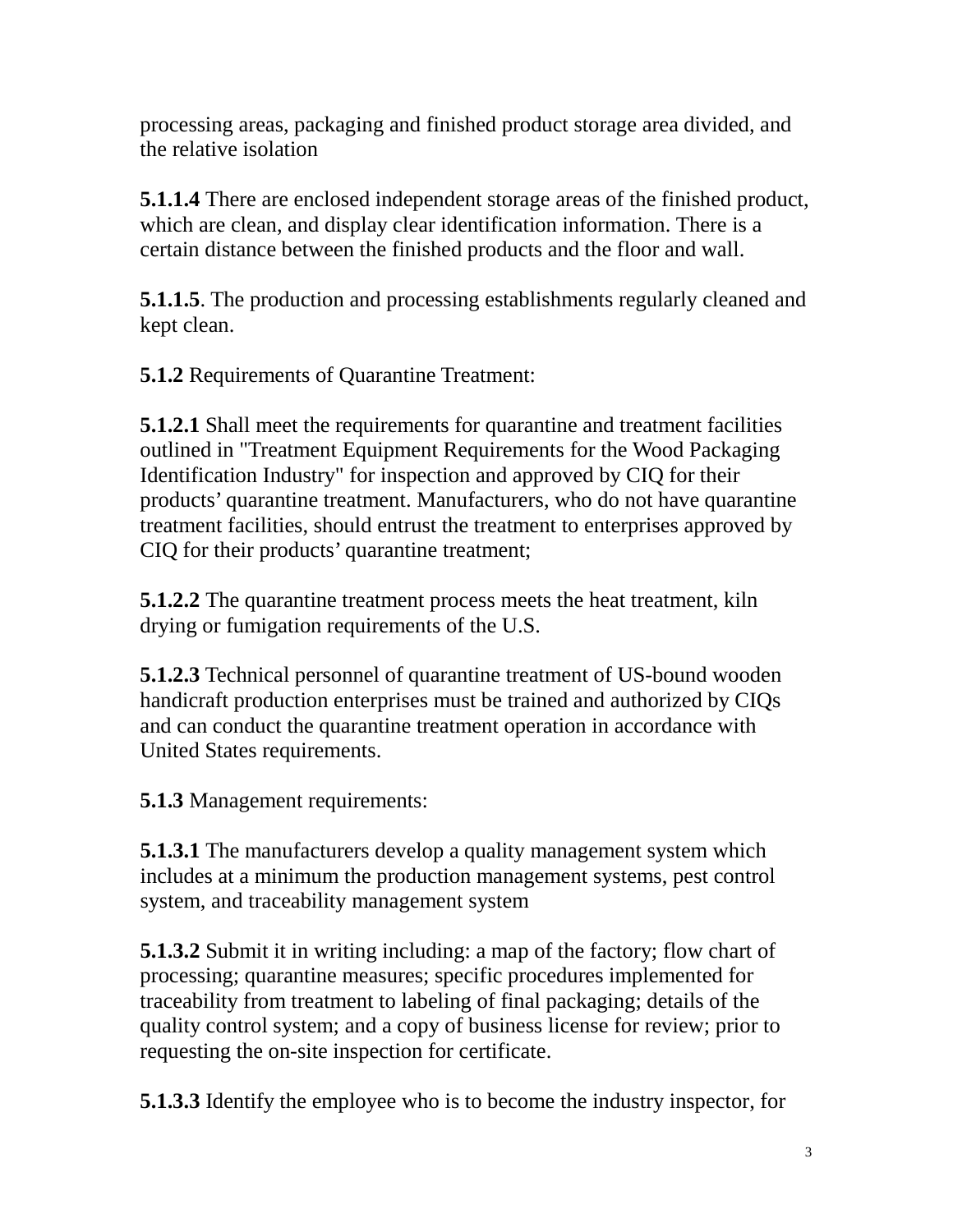processing areas, packaging and finished product storage area divided, and the relative isolation

**5.1.1.4** There are enclosed independent storage areas of the finished product, which are clean, and display clear identification information. There is a certain distance between the finished products and the floor and wall.

**5.1.1.5**. The production and processing establishments regularly cleaned and kept clean.

**5.1.2** Requirements of Quarantine Treatment:

**5.1.2.1** Shall meet the requirements for quarantine and treatment facilities outlined in "Treatment Equipment Requirements for the Wood Packaging Identification Industry" for inspection and approved by CIQ for their products' quarantine treatment. Manufacturers, who do not have quarantine treatment facilities, should entrust the treatment to enterprises approved by CIQ for their products' quarantine treatment;

**5.1.2.2** The quarantine treatment process meets the heat treatment, kiln drying or fumigation requirements of the U.S.

**5.1.2.3** Technical personnel of quarantine treatment of US-bound wooden handicraft production enterprises must be trained and authorized by CIQs and can conduct the quarantine treatment operation in accordance with United States requirements.

**5.1.3** Management requirements:

**5.1.3.1** The manufacturers develop a quality management system which includes at a minimum the production management systems, pest control system, and traceability management system

**5.1.3.2** Submit it in writing including: a map of the factory; flow chart of processing; quarantine measures; specific procedures implemented for traceability from treatment to labeling of final packaging; details of the quality control system; and a copy of business license for review; prior to requesting the on-site inspection for certificate.

**5.1.3.3** Identify the employee who is to become the industry inspector, for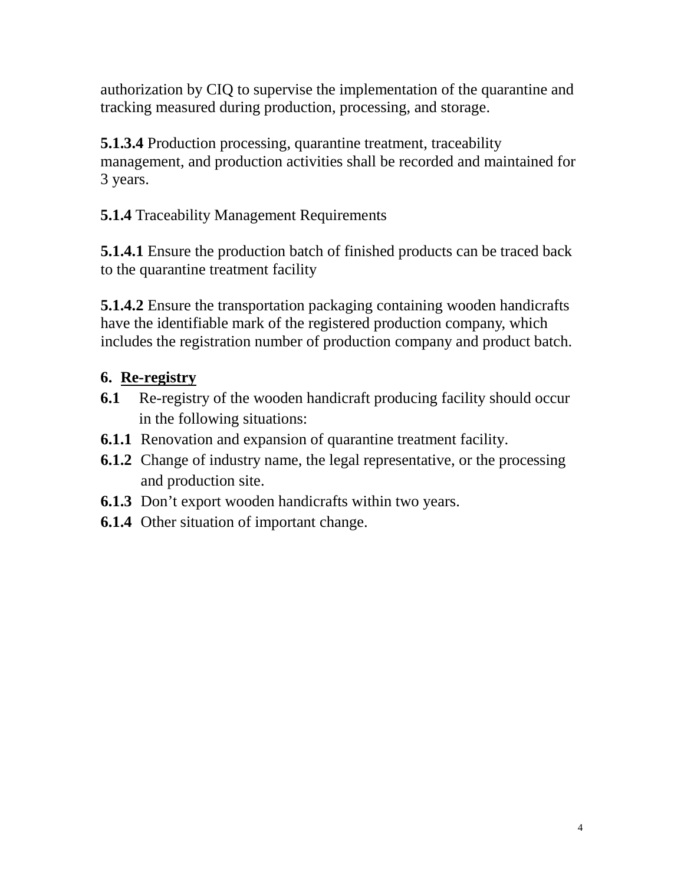authorization by CIQ to supervise the implementation of the quarantine and tracking measured during production, processing, and storage.

**5.1.3.4** Production processing, quarantine treatment, traceability management, and production activities shall be recorded and maintained for 3 years.

**5.1.4** Traceability Management Requirements

**5.1.4.1** Ensure the production batch of finished products can be traced back to the quarantine treatment facility

**5.1.4.2** Ensure the transportation packaging containing wooden handicrafts have the identifiable mark of the registered production company, which includes the registration number of production company and product batch.

**6. <u>Re-registry</u>**

**6.1** Re-registry of the wooden handicraft producing facility should occur in the following situations:

**6.1.1** Renovation and expansion of quarantine treatment facility.

**6.1.2** Change of industry name, the legal representative, or the processing and production site.

**6.1.3** Don't export wooden handicrafts within two years.

**6.1.4** Other situation of important change.